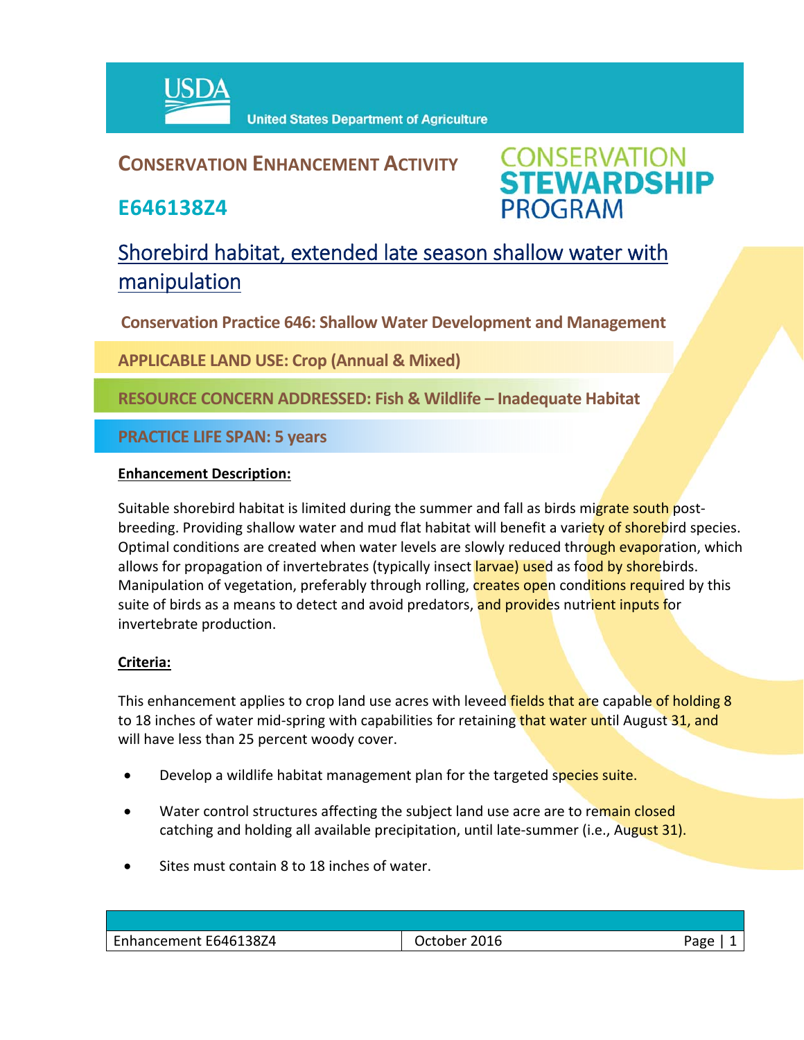USDA

United States Department of Agriculture

## CONSERVATION ENHANCEMENT ACTIVITY

CONSERVATION STEWARDSHIP PROGRAM

## E646138Z4

# Shorebird habitat, extended late season shallow water with manipulation

**Conservation Practice 646: Shallow Water Development and Management**

**APPLICABLE LAND USE: Crop (Annual & Mixed)**

**RESOURCE CONCERN ADDRESSED: Fish & Wildlife – Inadequate Habitat**

**PRACTICE LIFE SPAN: 5 years**

**Enhancement Description:**

Suitable shorebird habitat is limited during the summer and fall as birds migrate south post-breeding. Providing shallow water and mud flat habitat will benefit a variety of shorebird species. Optimal conditions are created when water levels are slowly reduced through evaporation, which allows for propagation of invertebrates (typically insect larvae) used as food by shorebirds. Manipulation of vegetation, preferably through rolling, creates open conditions required by this suite of birds as a means to detect and avoid predators, and provides nutrient inputs for invertebrate production.

**Criteria:**

This enhancement applies to crop land use acres with leveed fields that are capable of holding 8 to 18 inches of water mid-spring with capabilities for retaining that water until August 31, and will have less than 25 percent woody cover.

- Develop a wildlife habitat management plan for the targeted species suite.
- Water control structures affecting the subject land use acre are to remain closed catching and holding all available precipitation, until late-summer (i.e., August 31).
- Sites must contain 8 to 18 inches of water.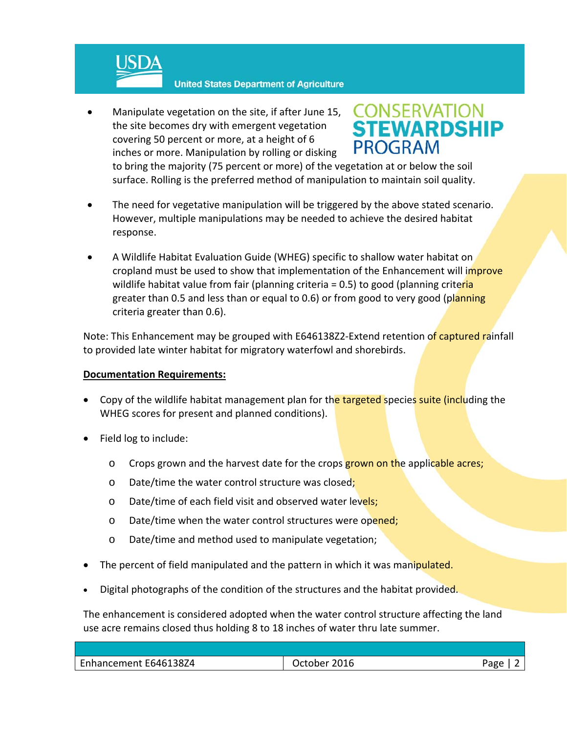- Manipulate vegetation on the site, if after June 15, the site becomes dry with emergent vegetation covering 50 percent or more, at a height of 6 inches or more. Manipulation by rolling or disking to bring the majority (75 percent or more) of the vegetation at or below the soil surface. Rolling is the preferred method of manipulation to maintain soil quality.

- The need for vegetative manipulation will be triggered by the above stated scenario. However, multiple manipulations may be needed to achieve the desired habitat response.

- A Wildlife Habitat Evaluation Guide (WHEG) specific to shallow water habitat on cropland must be used to show that implementation of the Enhancement will improve wildlife habitat value from fair (planning criteria = 0.5) to good (planning criteria greater than 0.5 and less than or equal to 0.6) or from good to very good (planning criteria greater than 0.6).

Note: This Enhancement may be grouped with E646138Z2-Extend retention of captured rainfall to provided late winter habitat for migratory waterfowl and shorebirds.

**Documentation Requirements:**

- Copy of the wildlife habitat management plan for the targeted species suite (including the WHEG scores for present and planned conditions).
- Field log to include:
  - Crops grown and the harvest date for the crops grown on the applicable acres;
  - Date/time the water control structure was closed;
  - Date/time of each field visit and observed water levels;
  - Date/time when the water control structures were opened;
  - Date/time and method used to manipulate vegetation;
- The percent of field manipulated and the pattern in which it was manipulated.
- Digital photographs of the condition of the structures and the habitat provided.

The enhancement is considered adopted when the water control structure affecting the land use acre remains closed thus holding 8 to 18 inches of water thru late summer.